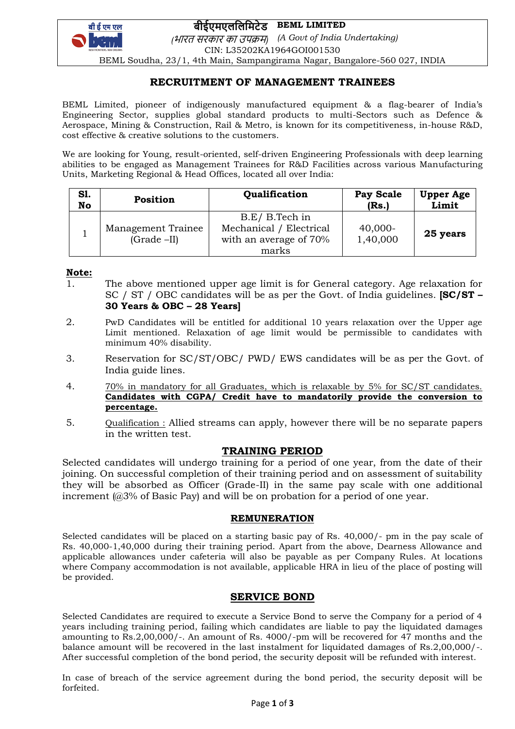बीईएमएललिमिटेड **BEML LIMITED**

*(भारत सरकार का उपक्रम) (A Govt of India Undertaking)*

CIN: L35202KA1964GOI001530

BEML Soudha, 23/1, 4th Main, Sampangirama Nagar, Bangalore-560 027, INDIA

## RECRUITMENT OF MANAGEMENT TRAINEES

BEML Limited, pioneer of indigenously manufactured equipment & a flag-bearer of India's Engineering Sector, supplies global standard products to multi-Sectors such as Defence & Aerospace, Mining & Construction, Rail & Metro, is known for its competitiveness, in-house R&D, cost effective & creative solutions to the customers.

We are looking for Young, result-oriented, self-driven Engineering Professionals with deep learning abilities to be engaged as Management Trainees for R&D Facilities across various Manufacturing Units, Marketing Regional & Head Offices, located all over India:

| Sl. No | Position | Qualification | Pay Scale (Rs.) | Upper Age Limit |
|---|---|---|---|---|
| 1 | Management Trainee (Grade –II) | B.E/ B.Tech in Mechanical / Electrical with an average of 70% marks | 40,000-1,40,000 | **25 years** |

**Note:**

1. The above mentioned upper age limit is for General category. Age relaxation for SC / ST / OBC candidates will be as per the Govt. of India guidelines. **[SC/ST – 30 Years & OBC – 28 Years]**
2. PwD Candidates will be entitled for additional 10 years relaxation over the Upper age Limit mentioned. Relaxation of age limit would be permissible to candidates with minimum 40% disability.
3. Reservation for SC/ST/OBC/ PWD/ EWS candidates will be as per the Govt. of India guide lines.
4. 70% in mandatory for all Graduates, which is relaxable by 5% for SC/ST candidates. **Candidates with CGPA/ Credit have to mandatorily provide the conversion to percentage.**
5. Qualification : Allied streams can apply, however there will be no separate papers in the written test.

### TRAINING PERIOD

Selected candidates will undergo training for a period of one year, from the date of their joining. On successful completion of their training period and on assessment of suitability they will be absorbed as Officer (Grade-II) in the same pay scale with one additional increment (@3% of Basic Pay) and will be on probation for a period of one year.

### REMUNERATION

Selected candidates will be placed on a starting basic pay of Rs. 40,000/- pm in the pay scale of Rs. 40,000-1,40,000 during their training period. Apart from the above, Dearness Allowance and applicable allowances under cafeteria will also be payable as per Company Rules. At locations where Company accommodation is not available, applicable HRA in lieu of the place of posting will be provided.

### SERVICE BOND

Selected Candidates are required to execute a Service Bond to serve the Company for a period of 4 years including training period, failing which candidates are liable to pay the liquidated damages amounting to Rs.2,00,000/-. An amount of Rs. 4000/-pm will be recovered for 47 months and the balance amount will be recovered in the last instalment for liquidated damages of Rs.2,00,000/-. After successful completion of the bond period, the security deposit will be refunded with interest.

In case of breach of the service agreement during the bond period, the security deposit will be forfeited.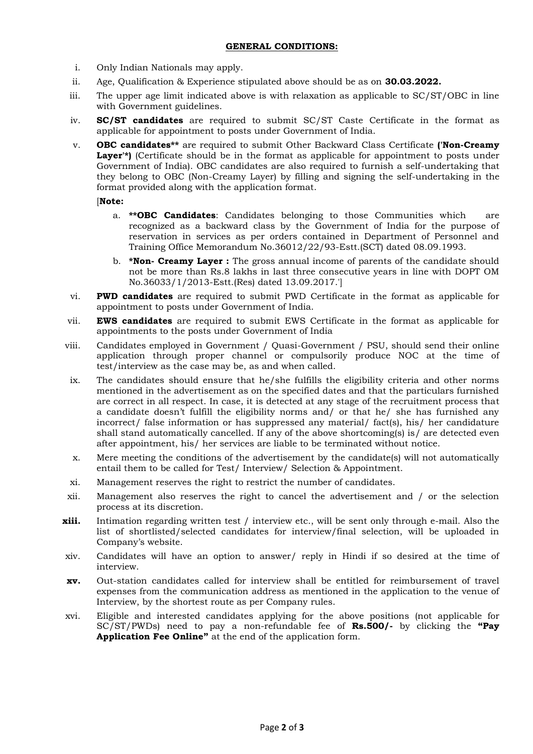**GENERAL CONDITIONS:**

i. Only Indian Nationals may apply.

ii. Age, Qualification & Experience stipulated above should be as on **30.03.2022.**

iii. The upper age limit indicated above is with relaxation as applicable to SC/ST/OBC in line with Government guidelines.

iv. **SC/ST candidates** are required to submit SC/ST Caste Certificate in the format as applicable for appointment to posts under Government of India.

v. **OBC candidates**** are required to submit Other Backward Class Certificate **('Non-Creamy Layer'*)** (Certificate should be in the format as applicable for appointment to posts under Government of India). OBC candidates are also required to furnish a self-undertaking that they belong to OBC (Non-Creamy Layer) by filling and signing the self-undertaking in the format provided along with the application format.

[**Note:**

a. ****OBC Candidates**: Candidates belonging to those Communities which are recognized as a backward class by the Government of India for the purpose of reservation in services as per orders contained in Department of Personnel and Training Office Memorandum No.36012/22/93-Estt.(SCT) dated 08.09.1993.

b. ***Non- Creamy Layer :** The gross annual income of parents of the candidate should not be more than Rs.8 lakhs in last three consecutive years in line with DOPT OM No.36033/1/2013-Estt.(Res) dated 13.09.2017.']

vi. **PWD candidates** are required to submit PWD Certificate in the format as applicable for appointment to posts under Government of India.

vii. **EWS candidates** are required to submit EWS Certificate in the format as applicable for appointments to the posts under Government of India

viii. Candidates employed in Government / Quasi-Government / PSU, should send their online application through proper channel or compulsorily produce NOC at the time of test/interview as the case may be, as and when called.

ix. The candidates should ensure that he/she fulfills the eligibility criteria and other norms mentioned in the advertisement as on the specified dates and that the particulars furnished are correct in all respect. In case, it is detected at any stage of the recruitment process that a candidate doesn't fulfill the eligibility norms and/ or that he/ she has furnished any incorrect/ false information or has suppressed any material/ fact(s), his/ her candidature shall stand automatically cancelled. If any of the above shortcoming(s) is/ are detected even after appointment, his/ her services are liable to be terminated without notice.

x. Mere meeting the conditions of the advertisement by the candidate(s) will not automatically entail them to be called for Test/ Interview/ Selection & Appointment.

xi. Management reserves the right to restrict the number of candidates.

xii. Management also reserves the right to cancel the advertisement and / or the selection process at its discretion.

**xiii.** Intimation regarding written test / interview etc., will be sent only through e-mail. Also the list of shortlisted/selected candidates for interview/final selection, will be uploaded in Company's website.

xiv. Candidates will have an option to answer/ reply in Hindi if so desired at the time of interview.

**xv.** Out-station candidates called for interview shall be entitled for reimbursement of travel expenses from the communication address as mentioned in the application to the venue of Interview, by the shortest route as per Company rules.

xvi. Eligible and interested candidates applying for the above positions (not applicable for SC/ST/PWDs) need to pay a non-refundable fee of **Rs.500/-** by clicking the **"Pay Application Fee Online"** at the end of the application form.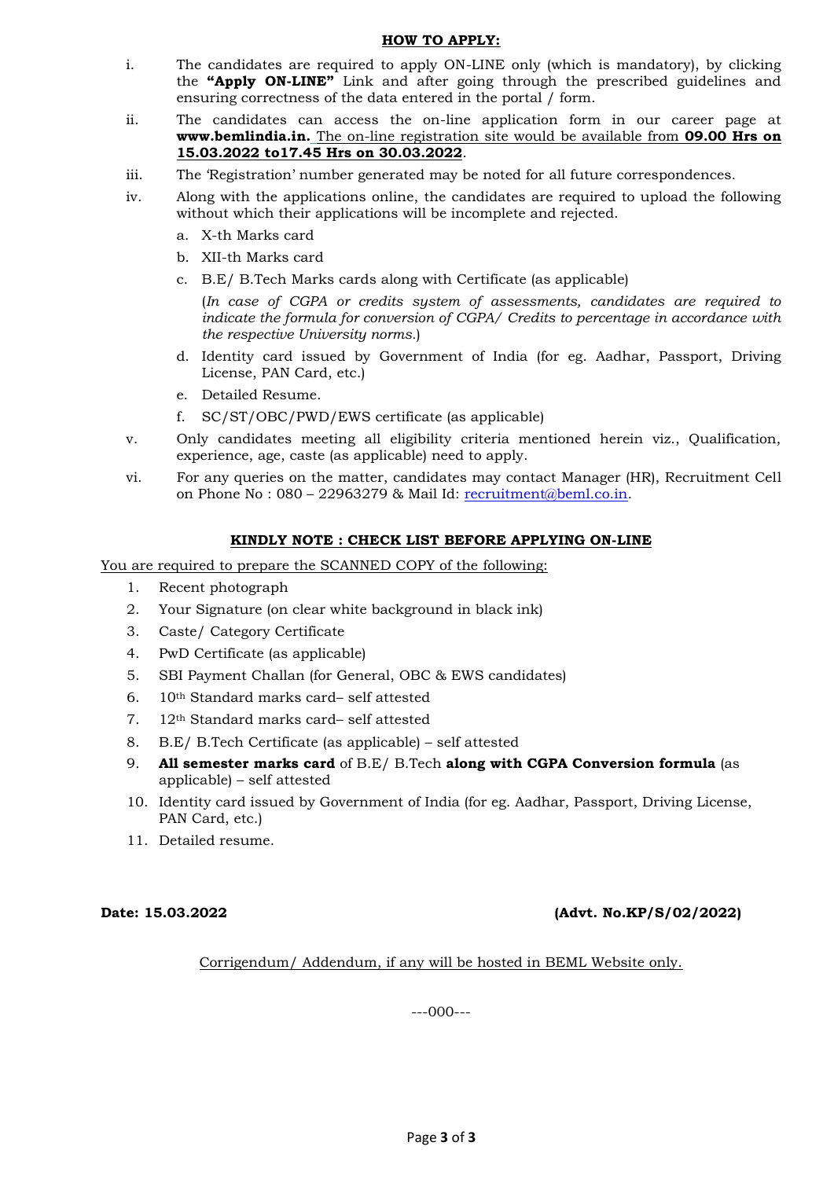## HOW TO APPLY:

i. The candidates are required to apply ON-LINE only (which is mandatory), by clicking the **"Apply ON-LINE"** Link and after going through the prescribed guidelines and ensuring correctness of the data entered in the portal / form.

ii. The candidates can access the on-line application form in our career page at **www.bemlindia.in.** The on-line registration site would be available from **09.00 Hrs on 15.03.2022 to17.45 Hrs on 30.03.2022**.

iii. The 'Registration' number generated may be noted for all future correspondences.

iv. Along with the applications online, the candidates are required to upload the following without which their applications will be incomplete and rejected.

   a. X-th Marks card

   b. XII-th Marks card

   c. B.E/ B.Tech Marks cards along with Certificate (as applicable)

      (*In case of CGPA or credits system of assessments, candidates are required to indicate the formula for conversion of CGPA/ Credits to percentage in accordance with the respective University norms.*)

   d. Identity card issued by Government of India (for eg. Aadhar, Passport, Driving License, PAN Card, etc.)

   e. Detailed Resume.

   f. SC/ST/OBC/PWD/EWS certificate (as applicable)

v. Only candidates meeting all eligibility criteria mentioned herein viz., Qualification, experience, age, caste (as applicable) need to apply.

vi. For any queries on the matter, candidates may contact Manager (HR), Recruitment Cell on Phone No : 080 – 22963279 & Mail Id: recruitment@beml.co.in.

## KINDLY NOTE : CHECK LIST BEFORE APPLYING ON-LINE

You are required to prepare the SCANNED COPY of the following:

1. Recent photograph
2. Your Signature (on clear white background in black ink)
3. Caste/ Category Certificate
4. PwD Certificate (as applicable)
5. SBI Payment Challan (for General, OBC & EWS candidates)
6. 10th Standard marks card– self attested
7. 12th Standard marks card– self attested
8. B.E/ B.Tech Certificate (as applicable) – self attested
9. **All semester marks card** of B.E/ B.Tech **along with CGPA Conversion formula** (as applicable) – self attested
10. Identity card issued by Government of India (for eg. Aadhar, Passport, Driving License, PAN Card, etc.)
11. Detailed resume.

**Date: 15.03.2022** **(Advt. No.KP/S/02/2022)**

Corrigendum/ Addendum, if any will be hosted in BEML Website only.

---000---